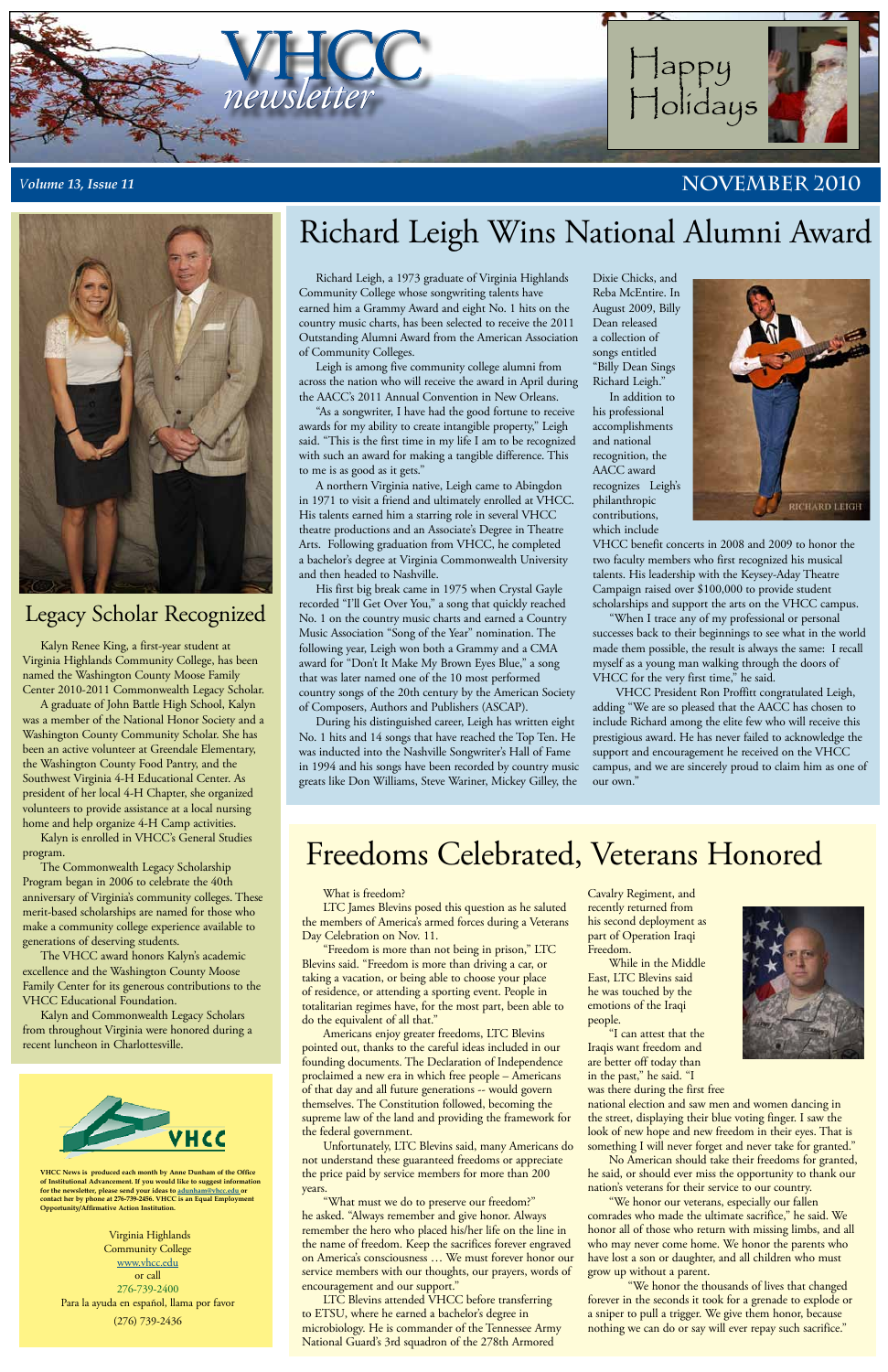# VHCC newsletter

Happy Holidays

*Volume 13, Issue 11* — NOVEMBER 2010

## Legacy Scholar Recognized

Kalyn Renee King, a first-year student at Virginia Highlands Community College, has been named the Washington County Moose Family Center 2010-2011 Commonwealth Legacy Scholar.

A graduate of John Battle High School, Kalyn was a member of the National Honor Society and a Washington County Community Scholar. She has been an active volunteer at Greendale Elementary, the Washington County Food Pantry, and the Southwest Virginia 4-H Educational Center. As president of her local 4-H Chapter, she organized volunteers to provide assistance at a local nursing home and help organize 4-H Camp activities.

Kalyn is enrolled in VHCC's General Studies program.

The Commonwealth Legacy Scholarship Program began in 2006 to celebrate the 40th anniversary of Virginia's community colleges. These merit-based scholarships are named for those who make a community college experience available to generations of deserving students.

The VHCC award honors Kalyn's academic excellence and the Washington County Moose Family Center for its generous contributions to the VHCC Educational Foundation.

Kalyn and Commonwealth Legacy Scholars from throughout Virginia were honored during a recent luncheon in Charlottesville.

## Richard Leigh Wins National Alumni Award

Richard Leigh, a 1973 graduate of Virginia Highlands Community College whose songwriting talents have earned him a Grammy Award and eight No. 1 hits on the country music charts, has been selected to receive the 2011 Outstanding Alumni Award from the American Association of Community Colleges.

Leigh is among five community college alumni from across the nation who will receive the award in April during the AACC's 2011 Annual Convention in New Orleans.

"As a songwriter, I have had the good fortune to receive awards for my ability to create intangible property," Leigh said. "This is the first time in my life I am to be recognized with such an award for making a tangible difference. This to me is as good as it gets."

A northern Virginia native, Leigh came to Abingdon in 1971 to visit a friend and ultimately enrolled at VHCC. His talents earned him a starring role in several VHCC theatre productions and an Associate's Degree in Theatre Arts. Following graduation from VHCC, he completed a bachelor's degree at Virginia Commonwealth University and then headed to Nashville.

His first big break came in 1975 when Crystal Gayle recorded "I'll Get Over You," a song that quickly reached No. 1 on the country music charts and earned a Country Music Association "Song of the Year" nomination. The following year, Leigh won both a Grammy and a CMA award for "Don't It Make My Brown Eyes Blue," a song that was later named one of the 10 most performed country songs of the 20th century by the American Society of Composers, Authors and Publishers (ASCAP).

During his distinguished career, Leigh has written eight No. 1 hits and 14 songs that have reached the Top Ten. He was inducted into the Nashville Songwriter's Hall of Fame in 1994 and his songs have been recorded by country music greats like Don Williams, Steve Wariner, Mickey Gilley, the Dixie Chicks, and Reba McEntire. In August 2009, Billy Dean released a collection of songs entitled "Billy Dean Sings Richard Leigh."

RICHARD LEIGH

In addition to his professional accomplishments and national recognition, the AACC award recognizes Leigh's philanthropic contributions, which include VHCC benefit concerts in 2008 and 2009 to honor the two faculty members who first recognized his musical talents. His leadership with the Keysey-Aday Theatre Campaign raised over $100,000 to provide student scholarships and support the arts on the VHCC campus.

"When I trace any of my professional or personal successes back to their beginnings to see what in the world made them possible, the result is always the same: I recall myself as a young man walking through the doors of VHCC for the very first time," he said.

VHCC President Ron Proffitt congratulated Leigh, adding "We are so pleased that the AACC has chosen to include Richard among the elite few who will receive this prestigious award. He has never failed to acknowledge the support and encouragement he received on the VHCC campus, and we are sincerely proud to claim him as one of our own."

## Freedoms Celebrated, Veterans Honored

What is freedom?

LTC James Blevins posed this question as he saluted the members of America's armed forces during a Veterans Day Celebration on Nov. 11.

"Freedom is more than not being in prison," LTC Blevins said. "Freedom is more than driving a car, or taking a vacation, or being able to choose your place of residence, or attending a sporting event. People in totalitarian regimes have, for the most part, been able to do the equivalent of all that."

Americans enjoy greater freedoms, LTC Blevins pointed out, thanks to the careful ideas included in our founding documents. The Declaration of Independence proclaimed a new era in which free people – Americans of that day and all future generations -- would govern themselves. The Constitution followed, becoming the supreme law of the land and providing the framework for the federal government.

Unfortunately, LTC Blevins said, many Americans do not understand these guaranteed freedoms or appreciate the price paid by service members for more than 200 years.

"What must we do to preserve our freedom?" he asked. "Always remember and give honor. Always remember the hero who placed his/her life on the line in the name of freedom. Keep the sacrifices forever engraved on America's consciousness … We must forever honor our service members with our thoughts, our prayers, words of encouragement and our support."

LTC Blevins attended VHCC before transferring to ETSU, where he earned a bachelor's degree in microbiology. He is commander of the Tennessee Army National Guard's 3rd squadron of the 278th Armored Cavalry Regiment, and recently returned from his second deployment as part of Operation Iraqi Freedom.

While in the Middle East, LTC Blevins said he was touched by the emotions of the Iraqi people.

"I can attest that the Iraqis want freedom and are better off today than in the past," he said. "I was there during the first free national election and saw men and women dancing in the street, displaying their blue voting finger. I saw the look of new hope and new freedom in their eyes. That is something I will never forget and never take for granted."

No American should take their freedoms for granted, he said, or should ever miss the opportunity to thank our nation's veterans for their service to our country.

"We honor our veterans, especially our fallen comrades who made the ultimate sacrifice," he said. "We honor all of those who return with missing limbs, and all who may never come home. We honor the parents who have lost a son or daughter, and all children who must grow up without a parent.

"We honor the thousands of lives that changed forever in the seconds it took for a grenade to explode or a sniper to pull a trigger. We give them honor, because nothing we can do or say will ever repay such sacrifice."

---

VHCC

**VHCC News is produced each month by Anne Dunham of the Office of Institutional Advancement. If you would like to suggest information for the newsletter, please send your ideas to adunham@vhcc.edu or contact her by phone at 276-739-2456. VHCC is an Equal Employment Opportunity/Affirmative Action Institution.**

Virginia Highlands Community College
www.vhcc.edu
or call
276-739-2400
Para la ayuda en español, llama por favor
(276) 739-2436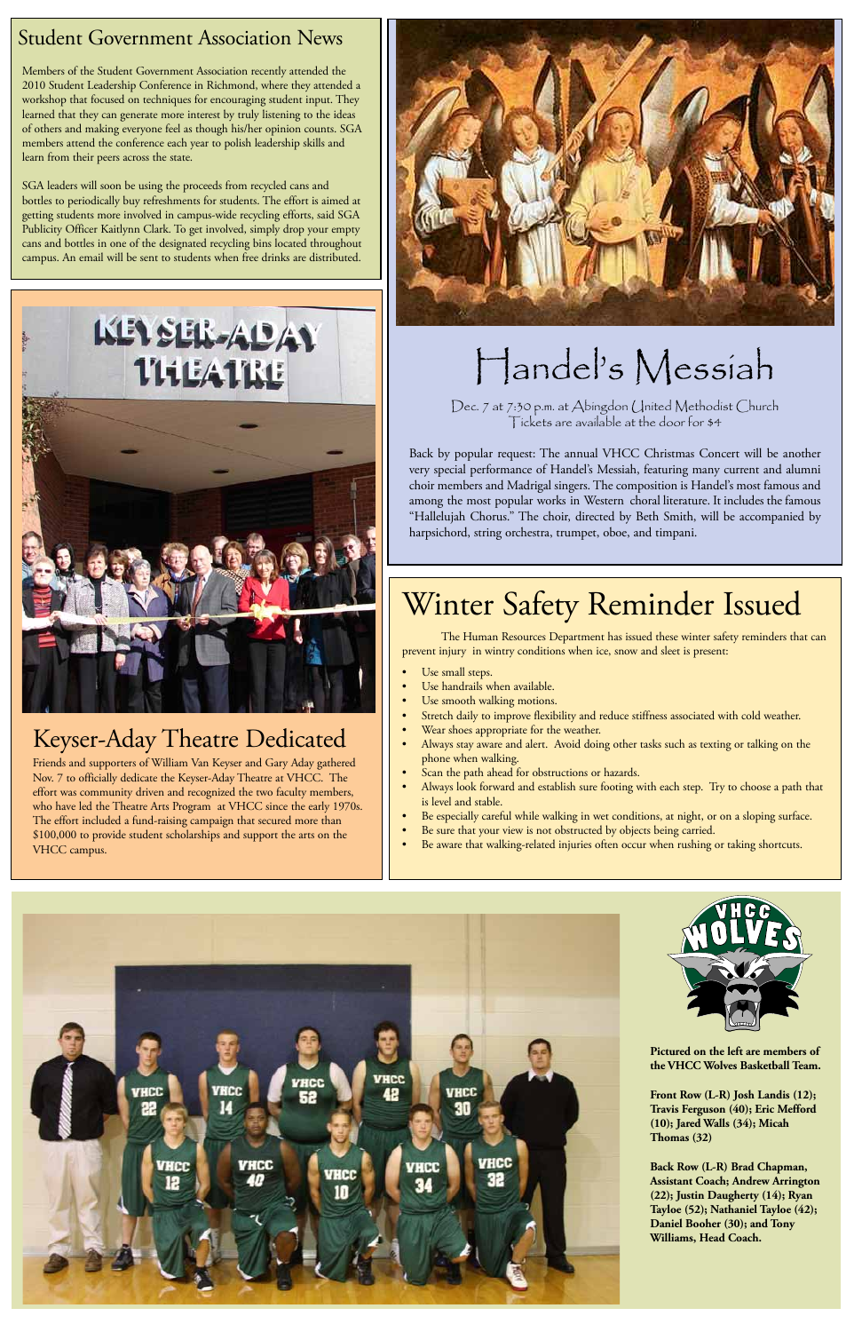## Student Government Association News

Members of the Student Government Association recently attended the 2010 Student Leadership Conference in Richmond, where they attended a workshop that focused on techniques for encouraging student input. They learned that they can generate more interest by truly listening to the ideas of others and making everyone feel as though his/her opinion counts. SGA members attend the conference each year to polish leadership skills and learn from their peers across the state.

SGA leaders will soon be using the proceeds from recycled cans and bottles to periodically buy refreshments for students. The effort is aimed at getting students more involved in campus-wide recycling efforts, said SGA Publicity Officer Kaitlynn Clark. To get involved, simply drop your empty cans and bottles in one of the designated recycling bins located throughout campus. An email will be sent to students when free drinks are distributed.

# Handel's Messiah

Dec. 7 at 7:30 p.m. at Abingdon United Methodist Church
Tickets are available at the door for $4

Back by popular request: The annual VHCC Christmas Concert will be another very special performance of Handel's Messiah, featuring many current and alumni choir members and Madrigal singers. The composition is Handel's most famous and among the most popular works in Western choral literature. It includes the famous "Hallelujah Chorus." The choir, directed by Beth Smith, will be accompanied by harpsichord, string orchestra, trumpet, oboe, and timpani.

## Keyser-Aday Theatre Dedicated

Friends and supporters of William Van Keyser and Gary Aday gathered Nov. 7 to officially dedicate the Keyser-Aday Theatre at VHCC. The effort was community driven and recognized the two faculty members, who have led the Theatre Arts Program at VHCC since the early 1970s. The effort included a fund-raising campaign that secured more than $100,000 to provide student scholarships and support the arts on the VHCC campus.

# Winter Safety Reminder Issued

The Human Resources Department has issued these winter safety reminders that can prevent injury in wintry conditions when ice, snow and sleet is present:

- Use small steps.
- Use handrails when available.
- Use smooth walking motions.
- Stretch daily to improve flexibility and reduce stiffness associated with cold weather.
- Wear shoes appropriate for the weather.
- Always stay aware and alert. Avoid doing other tasks such as texting or talking on the phone when walking.
- Scan the path ahead for obstructions or hazards.
- Always look forward and establish sure footing with each step. Try to choose a path that is level and stable.
- Be especially careful while walking in wet conditions, at night, or on a sloping surface.
- Be sure that your view is not obstructed by objects being carried.
- Be aware that walking-related injuries often occur when rushing or taking shortcuts.

**Pictured on the left are members of the VHCC Wolves Basketball Team.**

**Front Row (L-R) Josh Landis (12); Travis Ferguson (40); Eric Mefford (10); Jared Walls (34); Micah Thomas (32)**

**Back Row (L-R) Brad Chapman, Assistant Coach; Andrew Arrington (22); Justin Daugherty (14); Ryan Tayloe (52); Nathaniel Tayloe (42); Daniel Booher (30); and Tony Williams, Head Coach.**